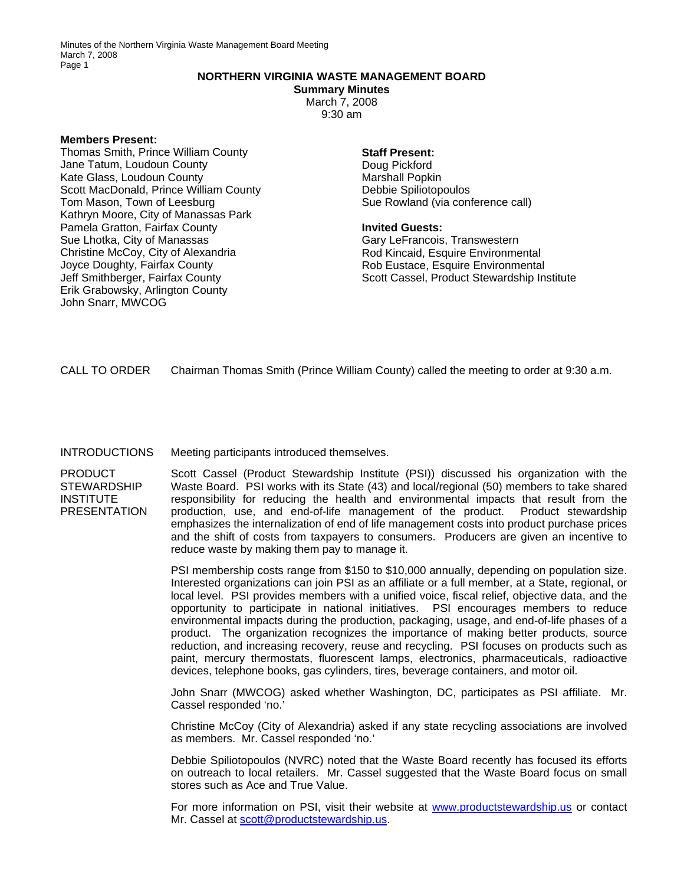# NORTHERN VIRGINIA WASTE MANAGEMENT BOARD

**Summary Minutes**
March 7, 2008
9:30 am

**Members Present:**
Thomas Smith, Prince William County
Jane Tatum, Loudoun County
Kate Glass, Loudoun County
Scott MacDonald, Prince William County
Tom Mason, Town of Leesburg
Kathryn Moore, City of Manassas Park
Pamela Gratton, Fairfax County
Sue Lhotka, City of Manassas
Christine McCoy, City of Alexandria
Joyce Doughty, Fairfax County
Jeff Smithberger, Fairfax County
Erik Grabowsky, Arlington County
John Snarr, MWCOG

**Staff Present:**
Doug Pickford
Marshall Popkin
Debbie Spiliotopoulos
Sue Rowland (via conference call)

**Invited Guests:**
Gary LeFrancois, Transwestern
Rod Kincaid, Esquire Environmental
Rob Eustace, Esquire Environmental
Scott Cassel, Product Stewardship Institute

CALL TO ORDER — Chairman Thomas Smith (Prince William County) called the meeting to order at 9:30 a.m.

INTRODUCTIONS — Meeting participants introduced themselves.

PRODUCT STEWARDSHIP INSTITUTE PRESENTATION — Scott Cassel (Product Stewardship Institute (PSI)) discussed his organization with the Waste Board. PSI works with its State (43) and local/regional (50) members to take shared responsibility for reducing the health and environmental impacts that result from the production, use, and end-of-life management of the product. Product stewardship emphasizes the internalization of end of life management costs into product purchase prices and the shift of costs from taxpayers to consumers. Producers are given an incentive to reduce waste by making them pay to manage it.

PSI membership costs range from $150 to $10,000 annually, depending on population size. Interested organizations can join PSI as an affiliate or a full member, at a State, regional, or local level. PSI provides members with a unified voice, fiscal relief, objective data, and the opportunity to participate in national initiatives. PSI encourages members to reduce environmental impacts during the production, packaging, usage, and end-of-life phases of a product. The organization recognizes the importance of making better products, source reduction, and increasing recovery, reuse and recycling. PSI focuses on products such as paint, mercury thermostats, fluorescent lamps, electronics, pharmaceuticals, radioactive devices, telephone books, gas cylinders, tires, beverage containers, and motor oil.

John Snarr (MWCOG) asked whether Washington, DC, participates as PSI affiliate. Mr. Cassel responded 'no.'

Christine McCoy (City of Alexandria) asked if any state recycling associations are involved as members. Mr. Cassel responded 'no.'

Debbie Spiliotopoulos (NVRC) noted that the Waste Board recently has focused its efforts on outreach to local retailers. Mr. Cassel suggested that the Waste Board focus on small stores such as Ace and True Value.

For more information on PSI, visit their website at www.productstewardship.us or contact Mr. Cassel at scott@productstewardship.us.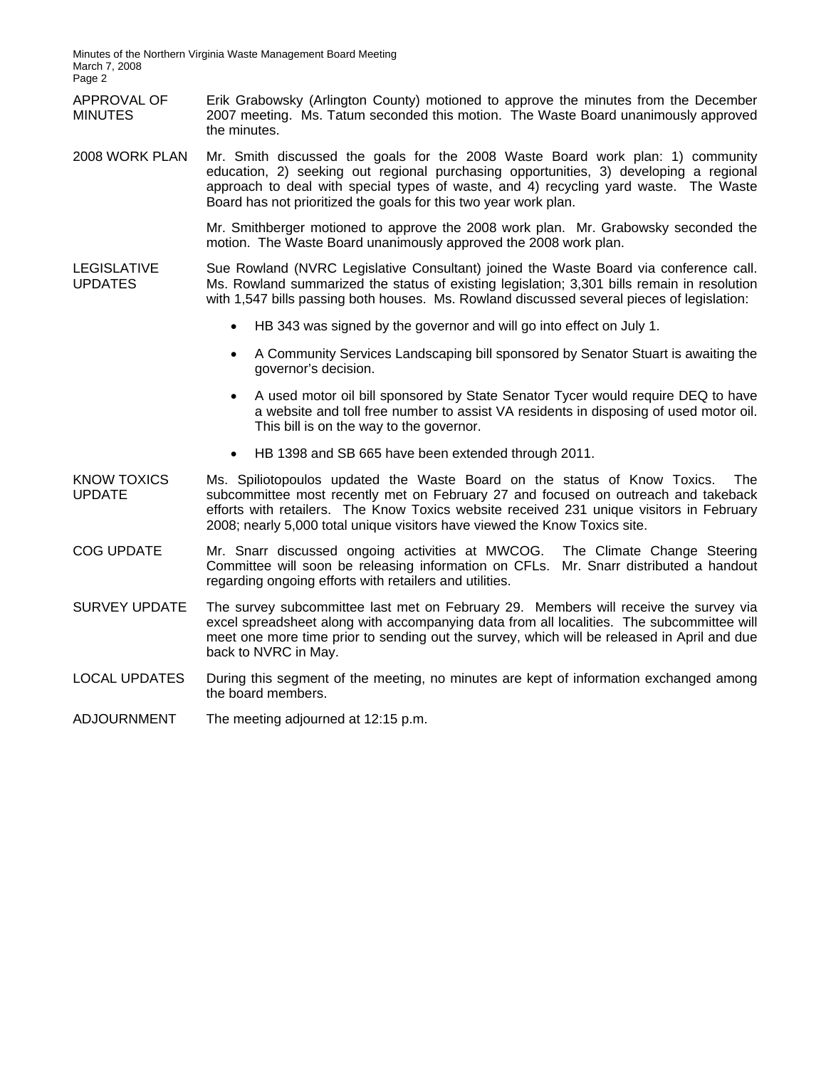**APPROVAL OF MINUTES**

Erik Grabowsky (Arlington County) motioned to approve the minutes from the December 2007 meeting. Ms. Tatum seconded this motion. The Waste Board unanimously approved the minutes.

**2008 WORK PLAN**

Mr. Smith discussed the goals for the 2008 Waste Board work plan: 1) community education, 2) seeking out regional purchasing opportunities, 3) developing a regional approach to deal with special types of waste, and 4) recycling yard waste. The Waste Board has not prioritized the goals for this two year work plan.

Mr. Smithberger motioned to approve the 2008 work plan. Mr. Grabowsky seconded the motion. The Waste Board unanimously approved the 2008 work plan.

**LEGISLATIVE UPDATES**

Sue Rowland (NVRC Legislative Consultant) joined the Waste Board via conference call. Ms. Rowland summarized the status of existing legislation; 3,301 bills remain in resolution with 1,547 bills passing both houses. Ms. Rowland discussed several pieces of legislation:

- HB 343 was signed by the governor and will go into effect on July 1.
- A Community Services Landscaping bill sponsored by Senator Stuart is awaiting the governor's decision.
- A used motor oil bill sponsored by State Senator Tycer would require DEQ to have a website and toll free number to assist VA residents in disposing of used motor oil. This bill is on the way to the governor.
- HB 1398 and SB 665 have been extended through 2011.

**KNOW TOXICS UPDATE**

Ms. Spiliotopoulos updated the Waste Board on the status of Know Toxics. The subcommittee most recently met on February 27 and focused on outreach and takeback efforts with retailers. The Know Toxics website received 231 unique visitors in February 2008; nearly 5,000 total unique visitors have viewed the Know Toxics site.

**COG UPDATE**

Mr. Snarr discussed ongoing activities at MWCOG. The Climate Change Steering Committee will soon be releasing information on CFLs. Mr. Snarr distributed a handout regarding ongoing efforts with retailers and utilities.

**SURVEY UPDATE**

The survey subcommittee last met on February 29. Members will receive the survey via excel spreadsheet along with accompanying data from all localities. The subcommittee will meet one more time prior to sending out the survey, which will be released in April and due back to NVRC in May.

**LOCAL UPDATES**

During this segment of the meeting, no minutes are kept of information exchanged among the board members.

**ADJOURNMENT**

The meeting adjourned at 12:15 p.m.